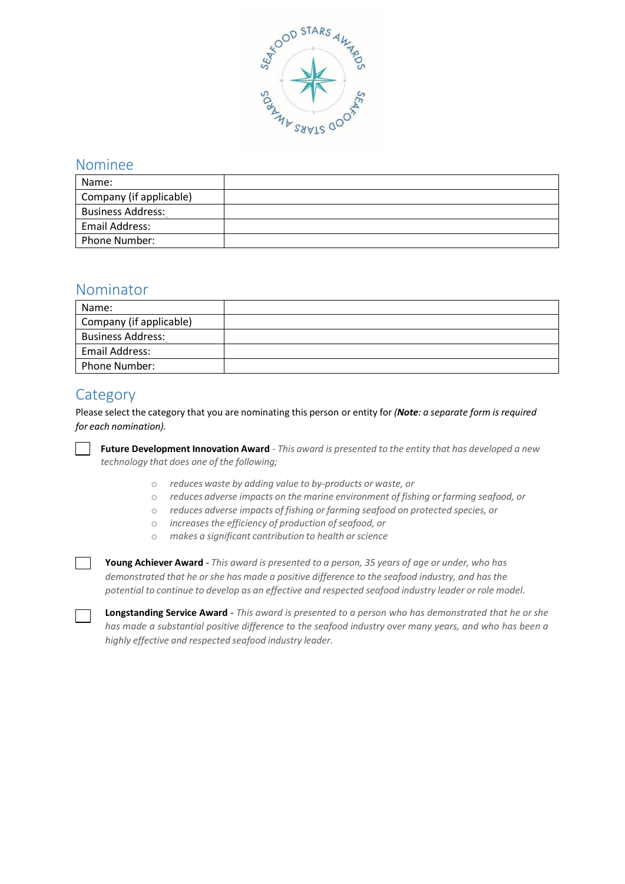## Nominee

| Name: | |
|---|---|
| Company (if applicable) | |
| Business Address: | |
| Email Address: | |
| Phone Number: | |

## Nominator

| Name: | |
|---|---|
| Company (if applicable) | |
| Business Address: | |
| Email Address: | |
| Phone Number: | |

## Category

Please select the category that you are nominating this person or entity for ***(Note**: a separate form is required for each nomination).*

☐ **Future Development Innovation Award** - *This award is presented to the entity that has developed a new technology that does one of the following;*

- *reduces waste by adding value to by-products or waste, or*
- *reduces adverse impacts on the marine environment of fishing or farming seafood, or*
- *reduces adverse impacts of fishing or farming seafood on protected species, or*
- *increases the efficiency of production of seafood, or*
- *makes a significant contribution to health or science*

☐ **Young Achiever Award** - *This award is presented to a person, 35 years of age or under, who has demonstrated that he or she has made a positive difference to the seafood industry, and has the potential to continue to develop as an effective and respected seafood industry leader or role model.*

☐ **Longstanding Service Award** - *This award is presented to a person who has demonstrated that he or she has made a substantial positive difference to the seafood industry over many years, and who has been a highly effective and respected seafood industry leader.*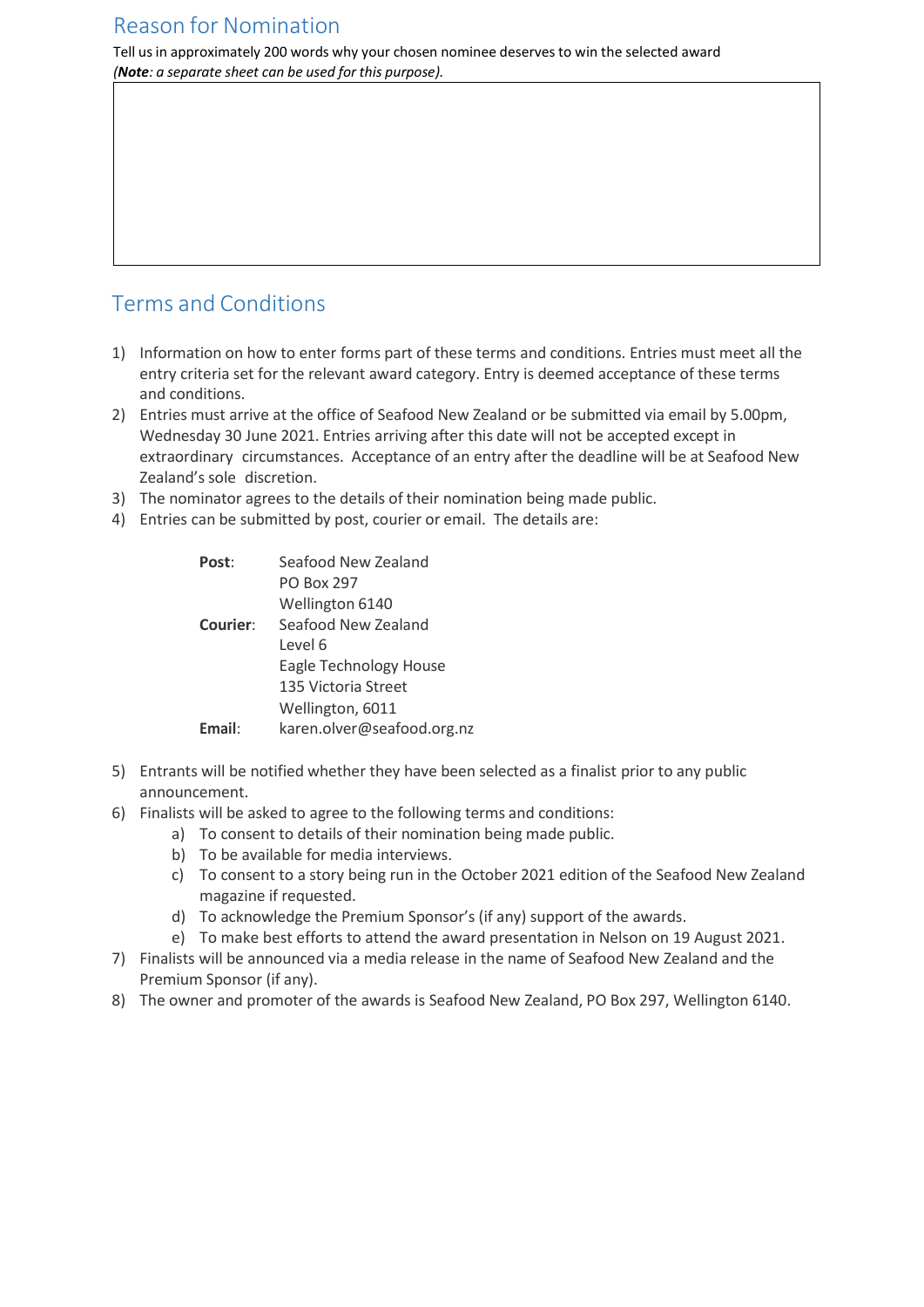## Reason for Nomination

Tell us in approximately 200 words why your chosen nominee deserves to win the selected award
*(**Note**: a separate sheet can be used for this purpose).*

## Terms and Conditions

1) Information on how to enter forms part of these terms and conditions. Entries must meet all the entry criteria set for the relevant award category. Entry is deemed acceptance of these terms and conditions.
2) Entries must arrive at the office of Seafood New Zealand or be submitted via email by 5.00pm, Wednesday 30 June 2021. Entries arriving after this date will not be accepted except in extraordinary circumstances. Acceptance of an entry after the deadline will be at Seafood New Zealand's sole discretion.
3) The nominator agrees to the details of their nomination being made public.
4) Entries can be submitted by post, courier or email. The details are:

   **Post**: Seafood New Zealand
   PO Box 297
   Wellington 6140

   **Courier**: Seafood New Zealand
   Level 6
   Eagle Technology House
   135 Victoria Street
   Wellington, 6011

   **Email**: karen.olver@seafood.org.nz

5) Entrants will be notified whether they have been selected as a finalist prior to any public announcement.
6) Finalists will be asked to agree to the following terms and conditions:
   a) To consent to details of their nomination being made public.
   b) To be available for media interviews.
   c) To consent to a story being run in the October 2021 edition of the Seafood New Zealand magazine if requested.
   d) To acknowledge the Premium Sponsor's (if any) support of the awards.
   e) To make best efforts to attend the award presentation in Nelson on 19 August 2021.
7) Finalists will be announced via a media release in the name of Seafood New Zealand and the Premium Sponsor (if any).
8) The owner and promoter of the awards is Seafood New Zealand, PO Box 297, Wellington 6140.